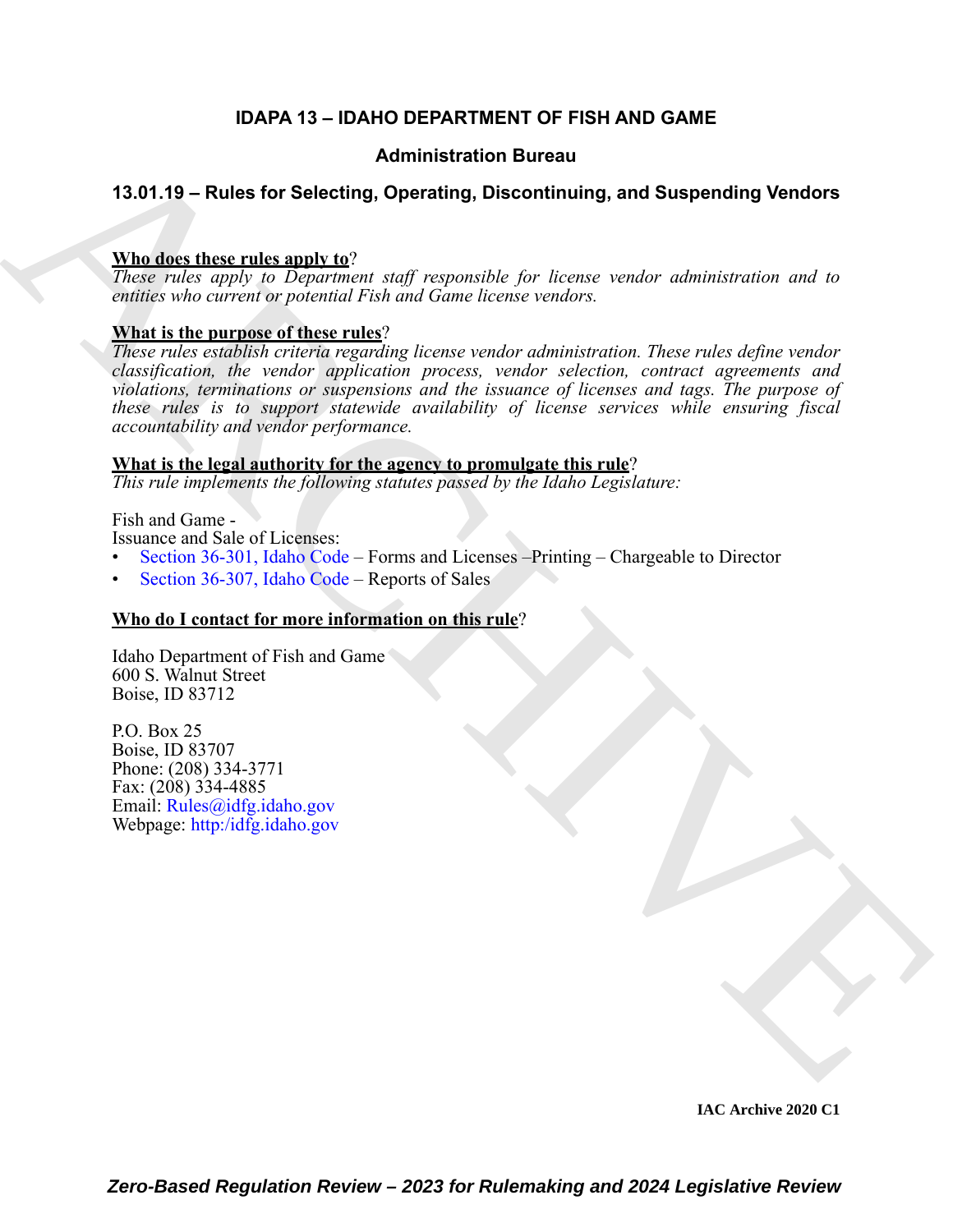# IDAPA 13 – IDAHO DEPARTMENT OF FISH AND GAME

## Administration Bureau

## 13.01.19 – Rules for Selecting, Operating, Discontinuing, and Suspending Vendors

**Who does these rules apply to**?

*These rules apply to Department staff responsible for license vendor administration and to entities who current or potential Fish and Game license vendors.*

**What is the purpose of these rules**?

*These rules establish criteria regarding license vendor administration. These rules define vendor classification, the vendor application process, vendor selection, contract agreements and violations, terminations or suspensions and the issuance of licenses and tags. The purpose of these rules is to support statewide availability of license services while ensuring fiscal accountability and vendor performance.*

**What is the legal authority for the agency to promulgate this rule**?

*This rule implements the following statutes passed by the Idaho Legislature:*

Fish and Game -
Issuance and Sale of Licenses:

- Section 36-301, Idaho Code – Forms and Licenses –Printing – Chargeable to Director
- Section 36-307, Idaho Code – Reports of Sales

**Who do I contact for more information on this rule**?

Idaho Department of Fish and Game
600 S. Walnut Street
Boise, ID 83712

P.O. Box 25
Boise, ID 83707
Phone: (208) 334-3771
Fax: (208) 334-4885
Email: Rules@idfg.idaho.gov
Webpage: http:/idfg.idaho.gov

IAC Archive 2020 C1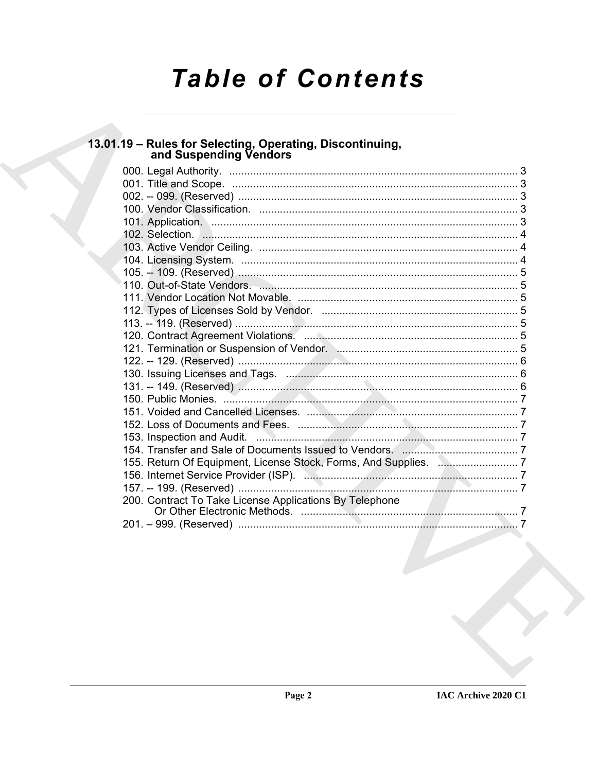# Table of Contents

## 13.01.19 – Rules for Selecting, Operating, Discontinuing, and Suspending Vendors

000. Legal Authority. ............................................................................................. 3
001. Title and Scope. ............................................................................................. 3
002. -- 099. (Reserved) ............................................................................................. 3
100. Vendor Classification. ............................................................................................. 3
101. Application. ............................................................................................. 3
102. Selection. ............................................................................................. 4
103. Active Vendor Ceiling. ............................................................................................. 4
104. Licensing System. ............................................................................................. 4
105. -- 109. (Reserved) ............................................................................................. 5
110. Out-of-State Vendors. ............................................................................................. 5
111. Vendor Location Not Movable. ............................................................................................. 5
112. Types of Licenses Sold by Vendor. ............................................................................................. 5
113. -- 119. (Reserved) ............................................................................................. 5
120. Contract Agreement Violations. ............................................................................................. 5
121. Termination or Suspension of Vendor. ............................................................................................. 5
122. -- 129. (Reserved) ............................................................................................. 6
130. Issuing Licenses and Tags. ............................................................................................. 6
131. -- 149. (Reserved) ............................................................................................. 6
150. Public Monies. ............................................................................................. 7
151. Voided and Cancelled Licenses. ............................................................................................. 7
152. Loss of Documents and Fees. ............................................................................................. 7
153. Inspection and Audit. ............................................................................................. 7
154. Transfer and Sale of Documents Issued to Vendors. ............................................................................................. 7
155. Return Of Equipment, License Stock, Forms, And Supplies. ............................................................................................. 7
156. Internet Service Provider (ISP). ............................................................................................. 7
157. -- 199. (Reserved) ............................................................................................. 7
200. Contract To Take License Applications By Telephone Or Other Electronic Methods. ............................................................................................. 7
201. – 999. (Reserved) ............................................................................................. 7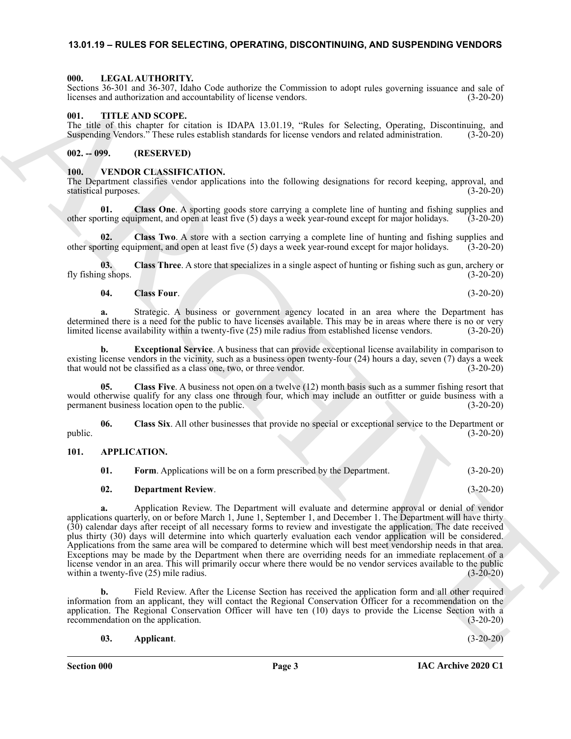## 13.01.19 – RULES FOR SELECTING, OPERATING, DISCONTINUING, AND SUSPENDING VENDORS

### 000. LEGAL AUTHORITY.

Sections 36-301 and 36-307, Idaho Code authorize the Commission to adopt rules governing issuance and sale of licenses and authorization and accountability of license vendors. (3-20-20)

### 001. TITLE AND SCOPE.

The title of this chapter for citation is IDAPA 13.01.19, "Rules for Selecting, Operating, Discontinuing, and Suspending Vendors." These rules establish standards for license vendors and related administration. (3-20-20)

### 002. -- 099. (RESERVED)

### 100. VENDOR CLASSIFICATION.

The Department classifies vendor applications into the following designations for record keeping, approval, and statistical purposes. (3-20-20)

**01. Class One**. A sporting goods store carrying a complete line of hunting and fishing supplies and other sporting equipment, and open at least five (5) days a week year-round except for major holidays. (3-20-20)

**02. Class Two**. A store with a section carrying a complete line of hunting and fishing supplies and other sporting equipment, and open at least five (5) days a week year-round except for major holidays. (3-20-20)

**03. Class Three**. A store that specializes in a single aspect of hunting or fishing such as gun, archery or fly fishing shops. (3-20-20)

**04. Class Four**. (3-20-20)

**a.** Strategic. A business or government agency located in an area where the Department has determined there is a need for the public to have licenses available. This may be in areas where there is no or very limited license availability within a twenty-five (25) mile radius from established license vendors. (3-20-20)

**b. Exceptional Service**. A business that can provide exceptional license availability in comparison to existing license vendors in the vicinity, such as a business open twenty-four (24) hours a day, seven (7) days a week that would not be classified as a class one, two, or three vendor. (3-20-20)

**05. Class Five**. A business not open on a twelve (12) month basis such as a summer fishing resort that would otherwise qualify for any class one through four, which may include an outfitter or guide business with a permanent business location open to the public. (3-20-20)

**06. Class Six**. All other businesses that provide no special or exceptional service to the Department or public. (3-20-20)

### 101. APPLICATION.

**01. Form**. Applications will be on a form prescribed by the Department. (3-20-20)

**02. Department Review**. (3-20-20)

**a.** Application Review. The Department will evaluate and determine approval or denial of vendor applications quarterly, on or before March 1, June 1, September 1, and December 1. The Department will have thirty (30) calendar days after receipt of all necessary forms to review and investigate the application. The date received plus thirty (30) days will determine into which quarterly evaluation each vendor application will be considered. Applications from the same area will be compared to determine which will best meet vendorship needs in that area. Exceptions may be made by the Department when there are overriding needs for an immediate replacement of a license vendor in an area. This will primarily occur where there would be no vendor services available to the public within a twenty-five (25) mile radius. (3-20-20)

**b.** Field Review. After the License Section has received the application form and all other required information from an applicant, they will contact the Regional Conservation Officer for a recommendation on the application. The Regional Conservation Officer will have ten (10) days to provide the License Section with a recommendation on the application. (3-20-20)

**03. Applicant**. (3-20-20)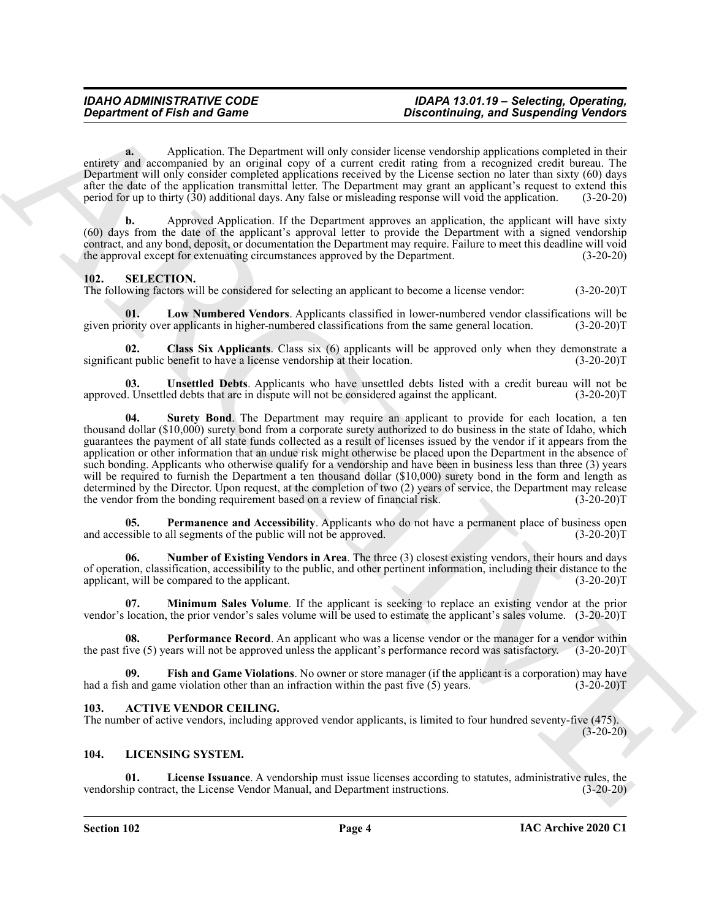**a.** Application. The Department will only consider license vendorship applications completed in their entirety and accompanied by an original copy of a current credit rating from a recognized credit bureau. The Department will only consider completed applications received by the License section no later than sixty (60) days after the date of the application transmittal letter. The Department may grant an applicant's request to extend this period for up to thirty (30) additional days. Any false or misleading response will void the application. (3-20-20)

**b.** Approved Application. If the Department approves an application, the applicant will have sixty (60) days from the date of the applicant's approval letter to provide the Department with a signed vendorship contract, and any bond, deposit, or documentation the Department may require. Failure to meet this deadline will void the approval except for extenuating circumstances approved by the Department. (3-20-20)

## 102. SELECTION.

The following factors will be considered for selecting an applicant to become a license vendor: (3-20-20)T

**01. Low Numbered Vendors**. Applicants classified in lower-numbered vendor classifications will be given priority over applicants in higher-numbered classifications from the same general location. (3-20-20)T

**02. Class Six Applicants**. Class six (6) applicants will be approved only when they demonstrate a significant public benefit to have a license vendorship at their location. (3-20-20)T

**03. Unsettled Debts**. Applicants who have unsettled debts listed with a credit bureau will not be approved. Unsettled debts that are in dispute will not be considered against the applicant. (3-20-20)T

**04. Surety Bond**. The Department may require an applicant to provide for each location, a ten thousand dollar ($10,000) surety bond from a corporate surety authorized to do business in the state of Idaho, which guarantees the payment of all state funds collected as a result of licenses issued by the vendor if it appears from the application or other information that an undue risk might otherwise be placed upon the Department in the absence of such bonding. Applicants who otherwise qualify for a vendorship and have been in business less than three (3) years will be required to furnish the Department a ten thousand dollar ($10,000) surety bond in the form and length as determined by the Director. Upon request, at the completion of two (2) years of service, the Department may release the vendor from the bonding requirement based on a review of financial risk. (3-20-20)T

**05. Permanence and Accessibility**. Applicants who do not have a permanent place of business open and accessible to all segments of the public will not be approved. (3-20-20)T

**06. Number of Existing Vendors in Area**. The three (3) closest existing vendors, their hours and days of operation, classification, accessibility to the public, and other pertinent information, including their distance to the applicant, will be compared to the applicant. (3-20-20)T

**07. Minimum Sales Volume**. If the applicant is seeking to replace an existing vendor at the prior vendor's location, the prior vendor's sales volume will be used to estimate the applicant's sales volume. (3-20-20)T

**08. Performance Record**. An applicant who was a license vendor or the manager for a vendor within the past five (5) years will not be approved unless the applicant's performance record was satisfactory. (3-20-20)T

**09. Fish and Game Violations**. No owner or store manager (if the applicant is a corporation) may have had a fish and game violation other than an infraction within the past five (5) years. (3-20-20)T

## 103. ACTIVE VENDOR CEILING.

The number of active vendors, including approved vendor applicants, is limited to four hundred seventy-five (475). (3-20-20)

## 104. LICENSING SYSTEM.

**01. License Issuance**. A vendorship must issue licenses according to statutes, administrative rules, the vendorship contract, the License Vendor Manual, and Department instructions. (3-20-20)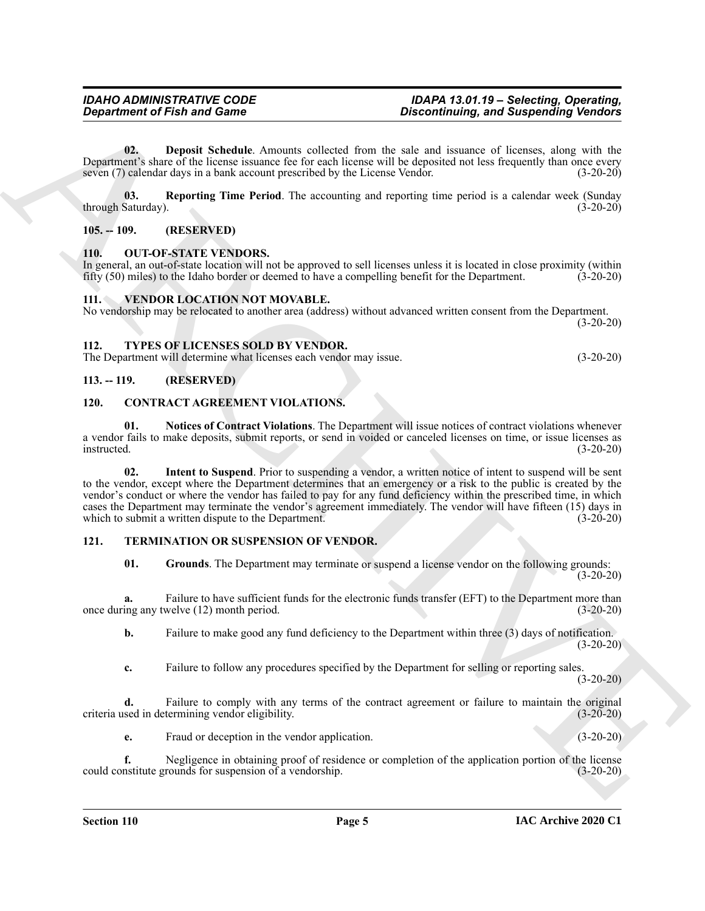**02. Deposit Schedule**. Amounts collected from the sale and issuance of licenses, along with the Department's share of the license issuance fee for each license will be deposited not less frequently than once every seven (7) calendar days in a bank account prescribed by the License Vendor. (3-20-20)

**03. Reporting Time Period**. The accounting and reporting time period is a calendar week (Sunday through Saturday). (3-20-20)

## 105. -- 109. (RESERVED)

## 110. OUT-OF-STATE VENDORS.

In general, an out-of-state location will not be approved to sell licenses unless it is located in close proximity (within fifty (50) miles) to the Idaho border or deemed to have a compelling benefit for the Department. (3-20-20)

## 111. VENDOR LOCATION NOT MOVABLE.

No vendorship may be relocated to another area (address) without advanced written consent from the Department. (3-20-20)

## 112. TYPES OF LICENSES SOLD BY VENDOR.

The Department will determine what licenses each vendor may issue. (3-20-20)

## 113. -- 119. (RESERVED)

## 120. CONTRACT AGREEMENT VIOLATIONS.

**01. Notices of Contract Violations**. The Department will issue notices of contract violations whenever a vendor fails to make deposits, submit reports, or send in voided or canceled licenses on time, or issue licenses as instructed. (3-20-20)

**02. Intent to Suspend**. Prior to suspending a vendor, a written notice of intent to suspend will be sent to the vendor, except where the Department determines that an emergency or a risk to the public is created by the vendor's conduct or where the vendor has failed to pay for any fund deficiency within the prescribed time, in which cases the Department may terminate the vendor's agreement immediately. The vendor will have fifteen (15) days in which to submit a written dispute to the Department. (3-20-20)

## 121. TERMINATION OR SUSPENSION OF VENDOR.

**01. Grounds**. The Department may terminate or suspend a license vendor on the following grounds: (3-20-20)

**a.** Failure to have sufficient funds for the electronic funds transfer (EFT) to the Department more than once during any twelve (12) month period. (3-20-20)

**b.** Failure to make good any fund deficiency to the Department within three (3) days of notification. (3-20-20)

**c.** Failure to follow any procedures specified by the Department for selling or reporting sales. (3-20-20)

**d.** Failure to comply with any terms of the contract agreement or failure to maintain the original criteria used in determining vendor eligibility. (3-20-20)

**e.** Fraud or deception in the vendor application. (3-20-20)

**f.** Negligence in obtaining proof of residence or completion of the application portion of the license could constitute grounds for suspension of a vendorship. (3-20-20)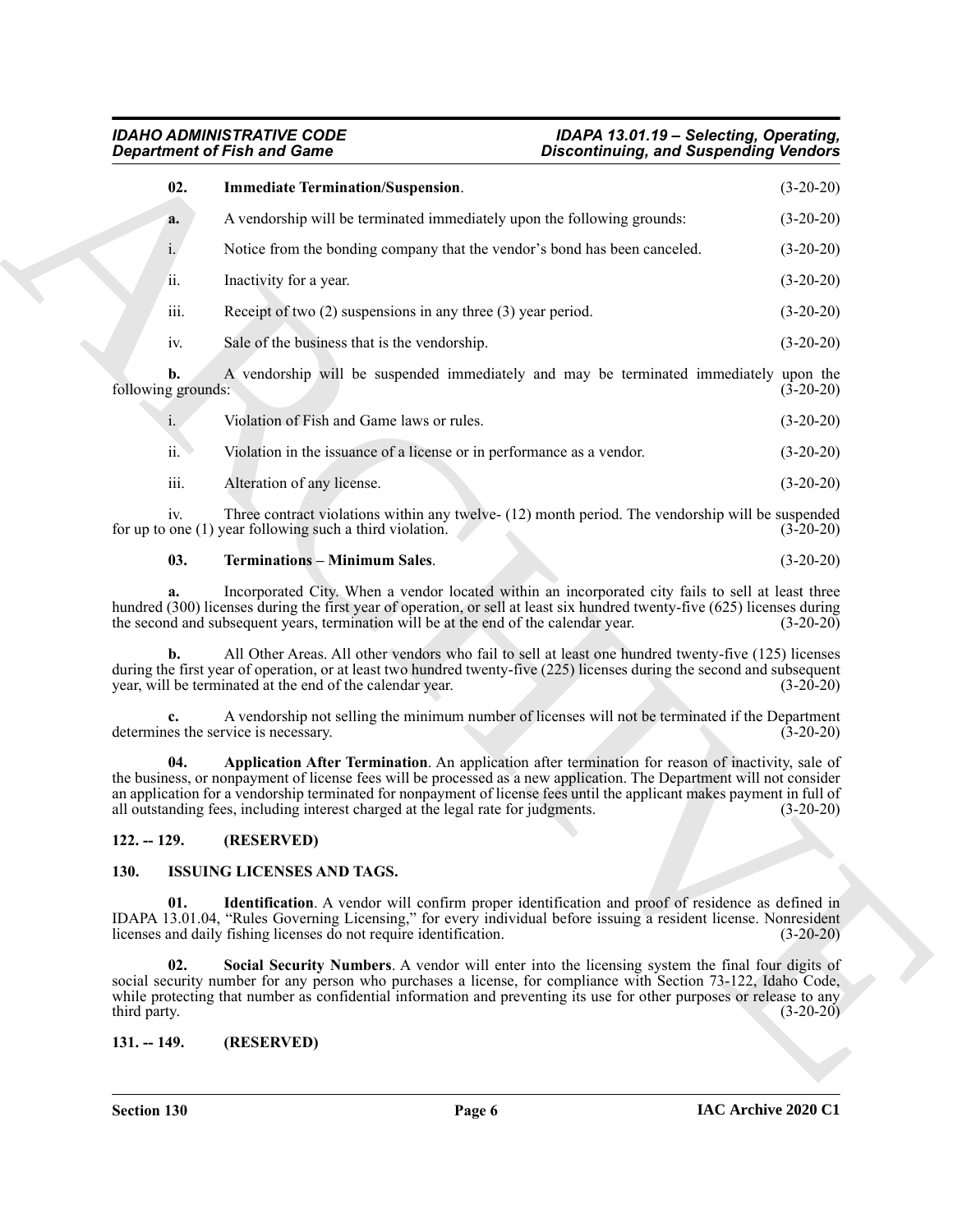**02. Immediate Termination/Suspension**. (3-20-20)

**a.** A vendorship will be terminated immediately upon the following grounds: (3-20-20)

i. Notice from the bonding company that the vendor's bond has been canceled. (3-20-20)

ii. Inactivity for a year. (3-20-20)

iii. Receipt of two (2) suspensions in any three (3) year period. (3-20-20)

iv. Sale of the business that is the vendorship. (3-20-20)

**b.** A vendorship will be suspended immediately and may be terminated immediately upon the following grounds: (3-20-20)

i. Violation of Fish and Game laws or rules. (3-20-20)

ii. Violation in the issuance of a license or in performance as a vendor. (3-20-20)

iii. Alteration of any license. (3-20-20)

iv. Three contract violations within any twelve- (12) month period. The vendorship will be suspended for up to one (1) year following such a third violation. (3-20-20)

**03. Terminations – Minimum Sales**. (3-20-20)

**a.** Incorporated City. When a vendor located within an incorporated city fails to sell at least three hundred (300) licenses during the first year of operation, or sell at least six hundred twenty-five (625) licenses during the second and subsequent years, termination will be at the end of the calendar year. (3-20-20)

**b.** All Other Areas. All other vendors who fail to sell at least one hundred twenty-five (125) licenses during the first year of operation, or at least two hundred twenty-five (225) licenses during the second and subsequent year, will be terminated at the end of the calendar year. (3-20-20)

**c.** A vendorship not selling the minimum number of licenses will not be terminated if the Department determines the service is necessary. (3-20-20)

**04. Application After Termination**. An application after termination for reason of inactivity, sale of the business, or nonpayment of license fees will be processed as a new application. The Department will not consider an application for a vendorship terminated for nonpayment of license fees until the applicant makes payment in full of all outstanding fees, including interest charged at the legal rate for judgments. (3-20-20)

## 122. -- 129. (RESERVED)

## 130. ISSUING LICENSES AND TAGS.

**01. Identification**. A vendor will confirm proper identification and proof of residence as defined in IDAPA 13.01.04, "Rules Governing Licensing," for every individual before issuing a resident license. Nonresident licenses and daily fishing licenses do not require identification. (3-20-20)

**02. Social Security Numbers**. A vendor will enter into the licensing system the final four digits of social security number for any person who purchases a license, for compliance with Section 73-122, Idaho Code, while protecting that number as confidential information and preventing its use for other purposes or release to any third party. (3-20-20)

## 131. -- 149. (RESERVED)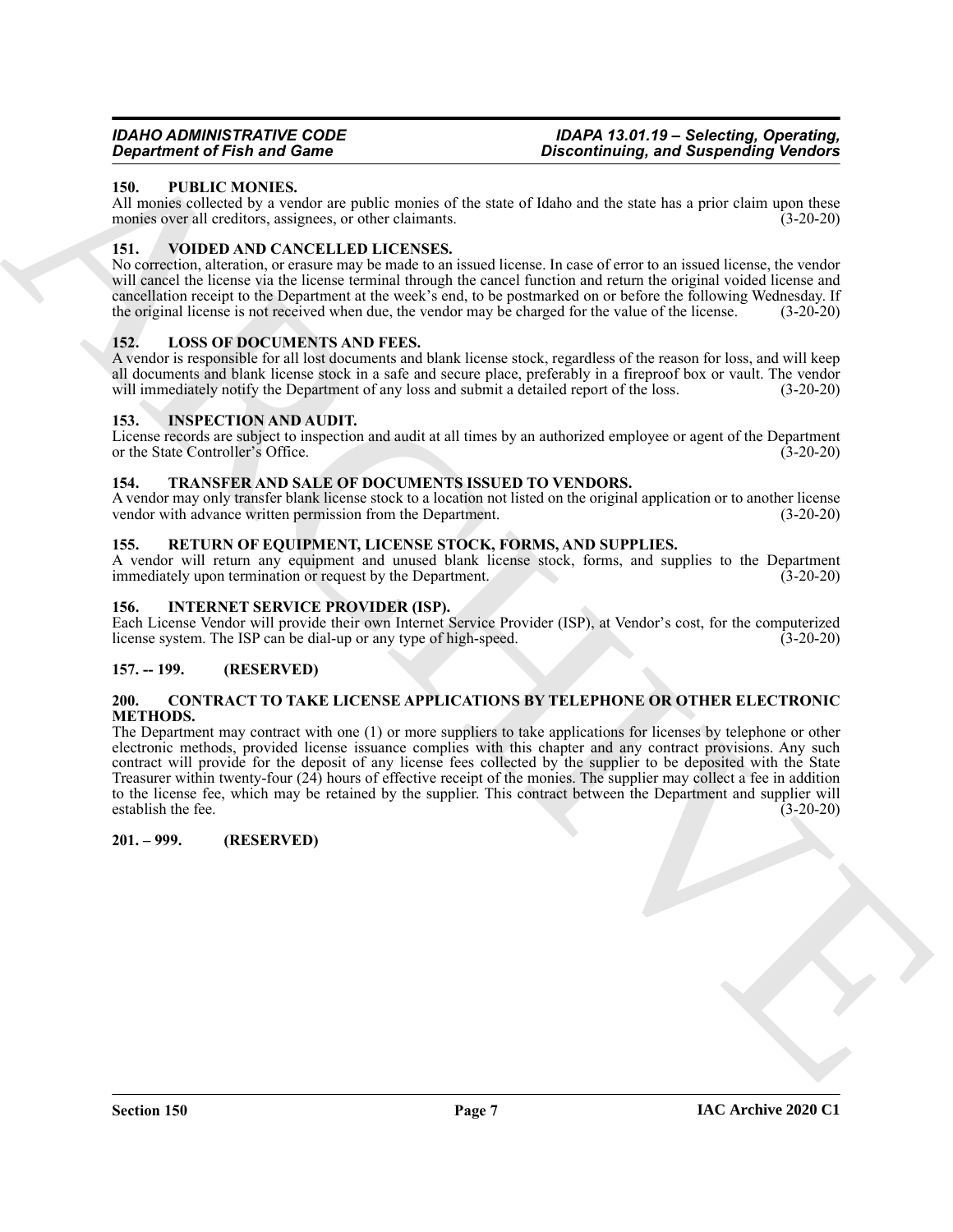### 150. PUBLIC MONIES.

All monies collected by a vendor are public monies of the state of Idaho and the state has a prior claim upon these monies over all creditors, assignees, or other claimants. (3-20-20)

### 151. VOIDED AND CANCELLED LICENSES.

No correction, alteration, or erasure may be made to an issued license. In case of error to an issued license, the vendor will cancel the license via the license terminal through the cancel function and return the original voided license and cancellation receipt to the Department at the week's end, to be postmarked on or before the following Wednesday. If the original license is not received when due, the vendor may be charged for the value of the license. (3-20-20)

### 152. LOSS OF DOCUMENTS AND FEES.

A vendor is responsible for all lost documents and blank license stock, regardless of the reason for loss, and will keep all documents and blank license stock in a safe and secure place, preferably in a fireproof box or vault. The vendor will immediately notify the Department of any loss and submit a detailed report of the loss. (3-20-20)

### 153. INSPECTION AND AUDIT.

License records are subject to inspection and audit at all times by an authorized employee or agent of the Department or the State Controller's Office. (3-20-20)

### 154. TRANSFER AND SALE OF DOCUMENTS ISSUED TO VENDORS.

A vendor may only transfer blank license stock to a location not listed on the original application or to another license vendor with advance written permission from the Department. (3-20-20)

### 155. RETURN OF EQUIPMENT, LICENSE STOCK, FORMS, AND SUPPLIES.

A vendor will return any equipment and unused blank license stock, forms, and supplies to the Department immediately upon termination or request by the Department. (3-20-20)

### 156. INTERNET SERVICE PROVIDER (ISP).

Each License Vendor will provide their own Internet Service Provider (ISP), at Vendor's cost, for the computerized license system. The ISP can be dial-up or any type of high-speed. (3-20-20)

### 157. -- 199. (RESERVED)

### 200. CONTRACT TO TAKE LICENSE APPLICATIONS BY TELEPHONE OR OTHER ELECTRONIC METHODS.

The Department may contract with one (1) or more suppliers to take applications for licenses by telephone or other electronic methods, provided license issuance complies with this chapter and any contract provisions. Any such contract will provide for the deposit of any license fees collected by the supplier to be deposited with the State Treasurer within twenty-four (24) hours of effective receipt of the monies. The supplier may collect a fee in addition to the license fee, which may be retained by the supplier. This contract between the Department and supplier will establish the fee. (3-20-20)

### 201. – 999. (RESERVED)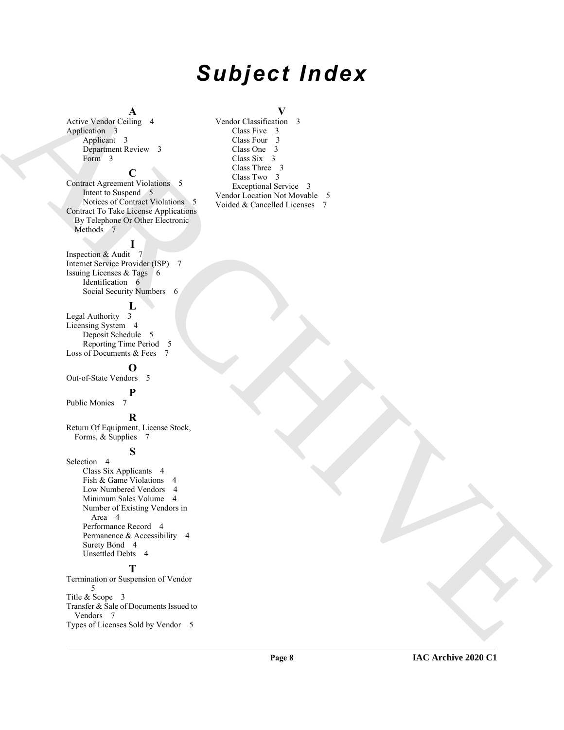# Subject Index

**A**

Active Vendor Ceiling 4
Application 3
- Applicant 3
- Department Review 3
- Form 3

**C**

Contract Agreement Violations 5
- Intent to Suspend 5
- Notices of Contract Violations 5

Contract To Take License Applications By Telephone Or Other Electronic Methods 7

**I**

Inspection & Audit 7
Internet Service Provider (ISP) 7
Issuing Licenses & Tags 6
- Identification 6
- Social Security Numbers 6

**L**

Legal Authority 3
Licensing System 4
- Deposit Schedule 5
- Reporting Time Period 5

Loss of Documents & Fees 7

**O**

Out-of-State Vendors 5

**P**

Public Monies 7

**R**

Return Of Equipment, License Stock, Forms, & Supplies 7

**S**

Selection 4
- Class Six Applicants 4
- Fish & Game Violations 4
- Low Numbered Vendors 4
- Minimum Sales Volume 4
- Number of Existing Vendors in Area 4
- Performance Record 4
- Permanence & Accessibility 4
- Surety Bond 4
- Unsettled Debts 4

**T**

Termination or Suspension of Vendor 5
Title & Scope 3
Transfer & Sale of Documents Issued to Vendors 7
Types of Licenses Sold by Vendor 5

**V**

Vendor Classification 3
- Class Five 3
- Class Four 3
- Class One 3
- Class Six 3
- Class Three 3
- Class Two 3
- Exceptional Service 3

Vendor Location Not Movable 5
Voided & Cancelled Licenses 7